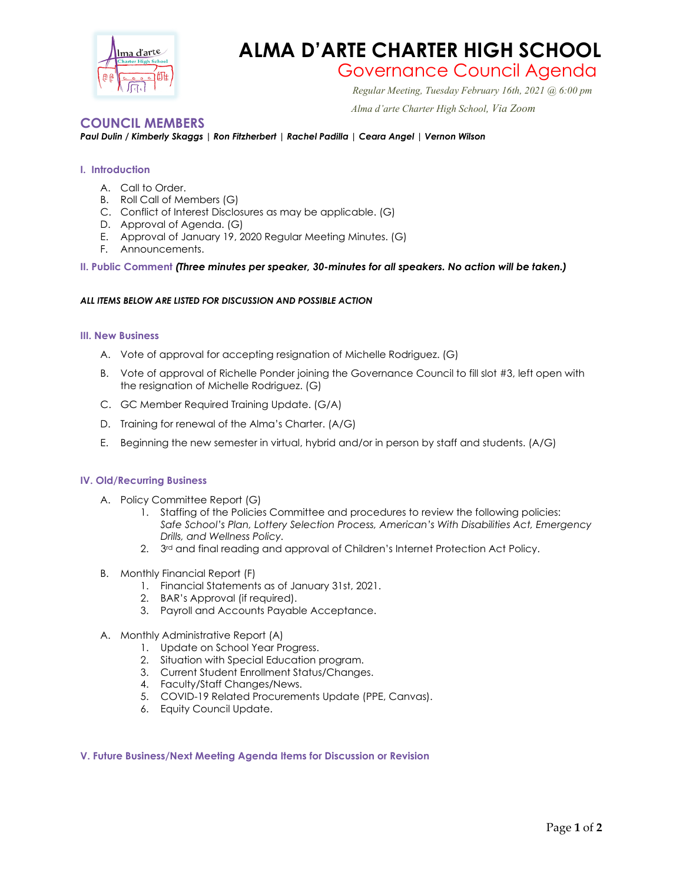# ALMA D'ARTE CHARTER HIGH SCHOOL

## Governance Council Agenda

*Regular Meeting, Tuesday February 16th, 2021 @ 6:00 pm*

*Alma d'arte Charter High School, Via Zoom*

## COUNCIL MEMBERS

***Paul Dulin / Kimberly Skaggs | Ron Fitzherbert | Rachel Padilla | Ceara Angel | Vernon Wilson***

### I. Introduction

A. Call to Order.
B. Roll Call of Members (G)
C. Conflict of Interest Disclosures as may be applicable. (G)
D. Approval of Agenda. (G)
E. Approval of January 19, 2020 Regular Meeting Minutes. (G)
F. Announcements.

### II. Public Comment ***(Three minutes per speaker, 30-minutes for all speakers. No action will be taken.)***

***ALL ITEMS BELOW ARE LISTED FOR DISCUSSION AND POSSIBLE ACTION***

### III. New Business

A. Vote of approval for accepting resignation of Michelle Rodriguez. (G)

B. Vote of approval of Richelle Ponder joining the Governance Council to fill slot #3, left open with the resignation of Michelle Rodriguez. (G)

C. GC Member Required Training Update. (G/A)

D. Training for renewal of the Alma's Charter. (A/G)

E. Beginning the new semester in virtual, hybrid and/or in person by staff and students. (A/G)

### IV. Old/Recurring Business

A. Policy Committee Report (G)
   1. Staffing of the Policies Committee and procedures to review the following policies: *Safe School's Plan, Lottery Selection Process, American's With Disabilities Act, Emergency Drills, and Wellness Policy.*
   2. 3rd and final reading and approval of Children's Internet Protection Act Policy.

B. Monthly Financial Report (F)
   1. Financial Statements as of January 31st, 2021.
   2. BAR's Approval (if required).
   3. Payroll and Accounts Payable Acceptance.

A. Monthly Administrative Report (A)
   1. Update on School Year Progress.
   2. Situation with Special Education program.
   3. Current Student Enrollment Status/Changes.
   4. Faculty/Staff Changes/News.
   5. COVID-19 Related Procurements Update (PPE, Canvas).
   6. Equity Council Update.

### V. Future Business/Next Meeting Agenda Items for Discussion or Revision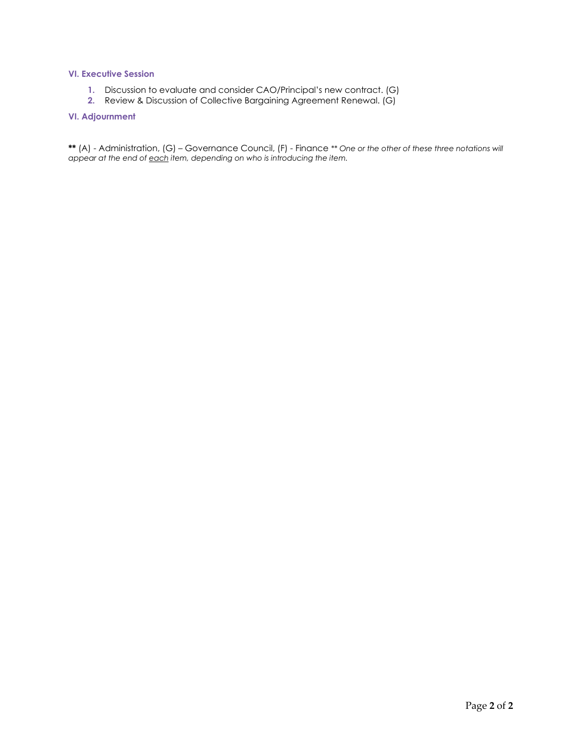### VI. Executive Session

1. Discussion to evaluate and consider CAO/Principal's new contract. (G)
2. Review & Discussion of Collective Bargaining Agreement Renewal. (G)

### VI. Adjournment

**\*\*** (A) - Administration, (G) – Governance Council, (F) - Finance *\*\* One or the other of these three notations will appear at the end of each item, depending on who is introducing the item.*